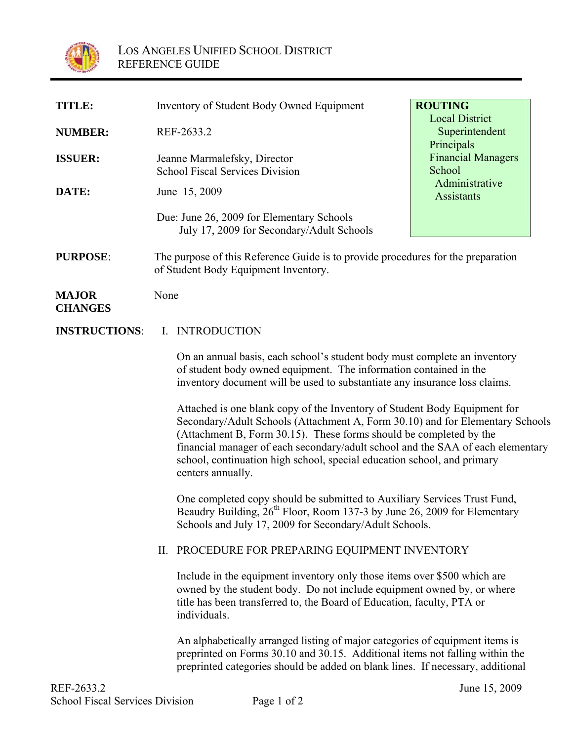LOS ANGELES UNIFIED SCHOOL DISTRICT
REFERENCE GUIDE

| | | |
|---|---|---|
| **TITLE:** | Inventory of Student Body Owned Equipment | **ROUTING** Local District Superintendent, Principals, Financial Managers, School Administrative Assistants |
| **NUMBER:** | REF-2633.2 | |
| **ISSUER:** | Jeanne Marmalefsky, Director School Fiscal Services Division | |
| **DATE:** | June 15, 2009 | |
| | Due: June 26, 2009 for Elementary Schools July 17, 2009 for Secondary/Adult Schools | |

**PURPOSE**: The purpose of this Reference Guide is to provide procedures for the preparation of Student Body Equipment Inventory.

**MAJOR CHANGES** None

**INSTRUCTIONS**:

I. INTRODUCTION

On an annual basis, each school's student body must complete an inventory of student body owned equipment. The information contained in the inventory document will be used to substantiate any insurance loss claims.

Attached is one blank copy of the Inventory of Student Body Equipment for Secondary/Adult Schools (Attachment A, Form 30.10) and for Elementary Schools (Attachment B, Form 30.15). These forms should be completed by the financial manager of each secondary/adult school and the SAA of each elementary school, continuation high school, special education school, and primary centers annually.

One completed copy should be submitted to Auxiliary Services Trust Fund, Beaudry Building, 26th Floor, Room 137-3 by June 26, 2009 for Elementary Schools and July 17, 2009 for Secondary/Adult Schools.

II. PROCEDURE FOR PREPARING EQUIPMENT INVENTORY

Include in the equipment inventory only those items over $500 which are owned by the student body. Do not include equipment owned by, or where title has been transferred to, the Board of Education, faculty, PTA or individuals.

An alphabetically arranged listing of major categories of equipment items is preprinted on Forms 30.10 and 30.15. Additional items not falling within the preprinted categories should be added on blank lines. If necessary, additional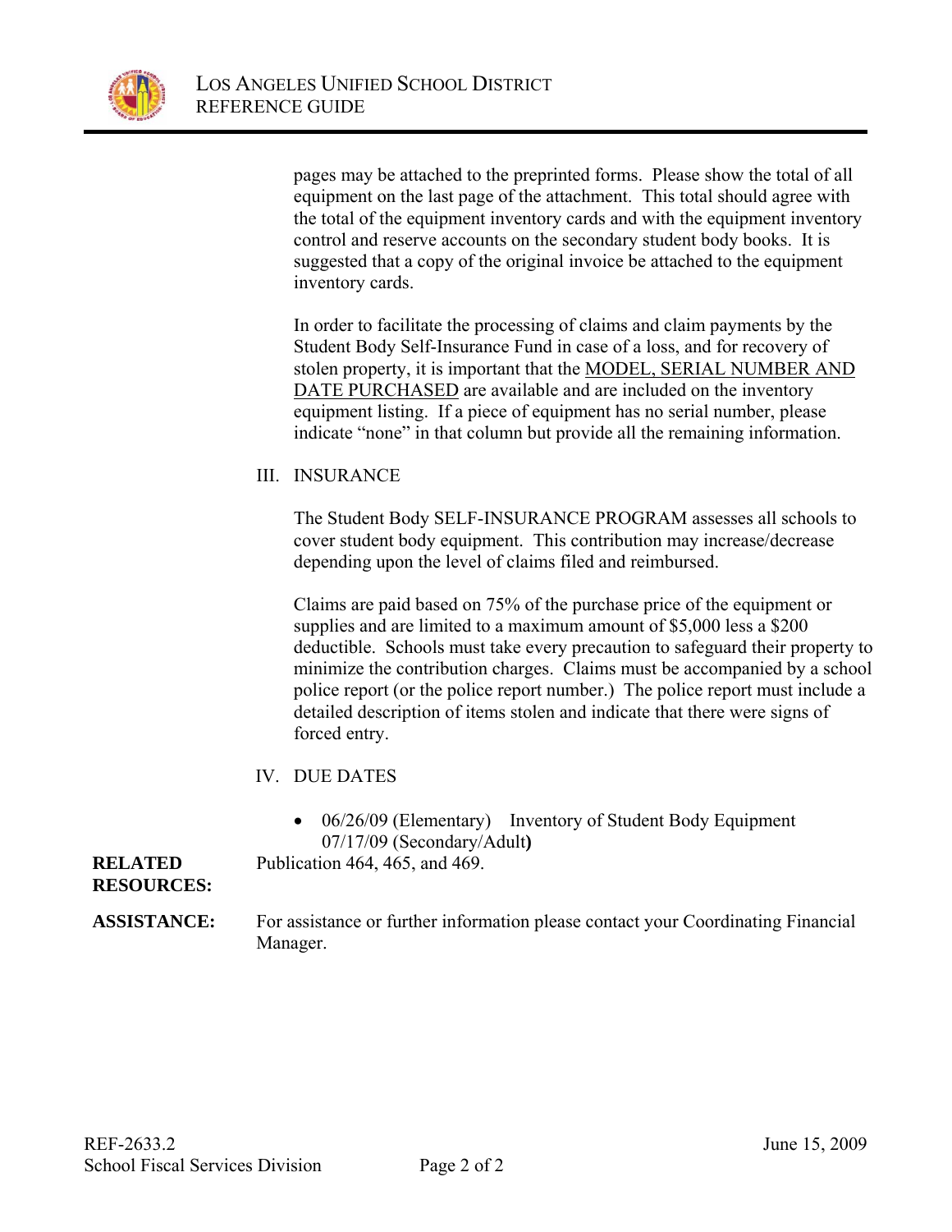pages may be attached to the preprinted forms. Please show the total of all equipment on the last page of the attachment. This total should agree with the total of the equipment inventory cards and with the equipment inventory control and reserve accounts on the secondary student body books. It is suggested that a copy of the original invoice be attached to the equipment inventory cards.

In order to facilitate the processing of claims and claim payments by the Student Body Self-Insurance Fund in case of a loss, and for recovery of stolen property, it is important that the MODEL, SERIAL NUMBER AND DATE PURCHASED are available and are included on the inventory equipment listing. If a piece of equipment has no serial number, please indicate "none" in that column but provide all the remaining information.

III. INSURANCE

The Student Body SELF-INSURANCE PROGRAM assesses all schools to cover student body equipment. This contribution may increase/decrease depending upon the level of claims filed and reimbursed.

Claims are paid based on 75% of the purchase price of the equipment or supplies and are limited to a maximum amount of $5,000 less a $200 deductible. Schools must take every precaution to safeguard their property to minimize the contribution charges. Claims must be accompanied by a school police report (or the police report number.) The police report must include a detailed description of items stolen and indicate that there were signs of forced entry.

IV. DUE DATES

- 06/26/09 (Elementary) Inventory of Student Body Equipment
  07/17/09 (Secondary/Adult)

**RELATED RESOURCES:** Publication 464, 465, and 469.

**ASSISTANCE:** For assistance or further information please contact your Coordinating Financial Manager.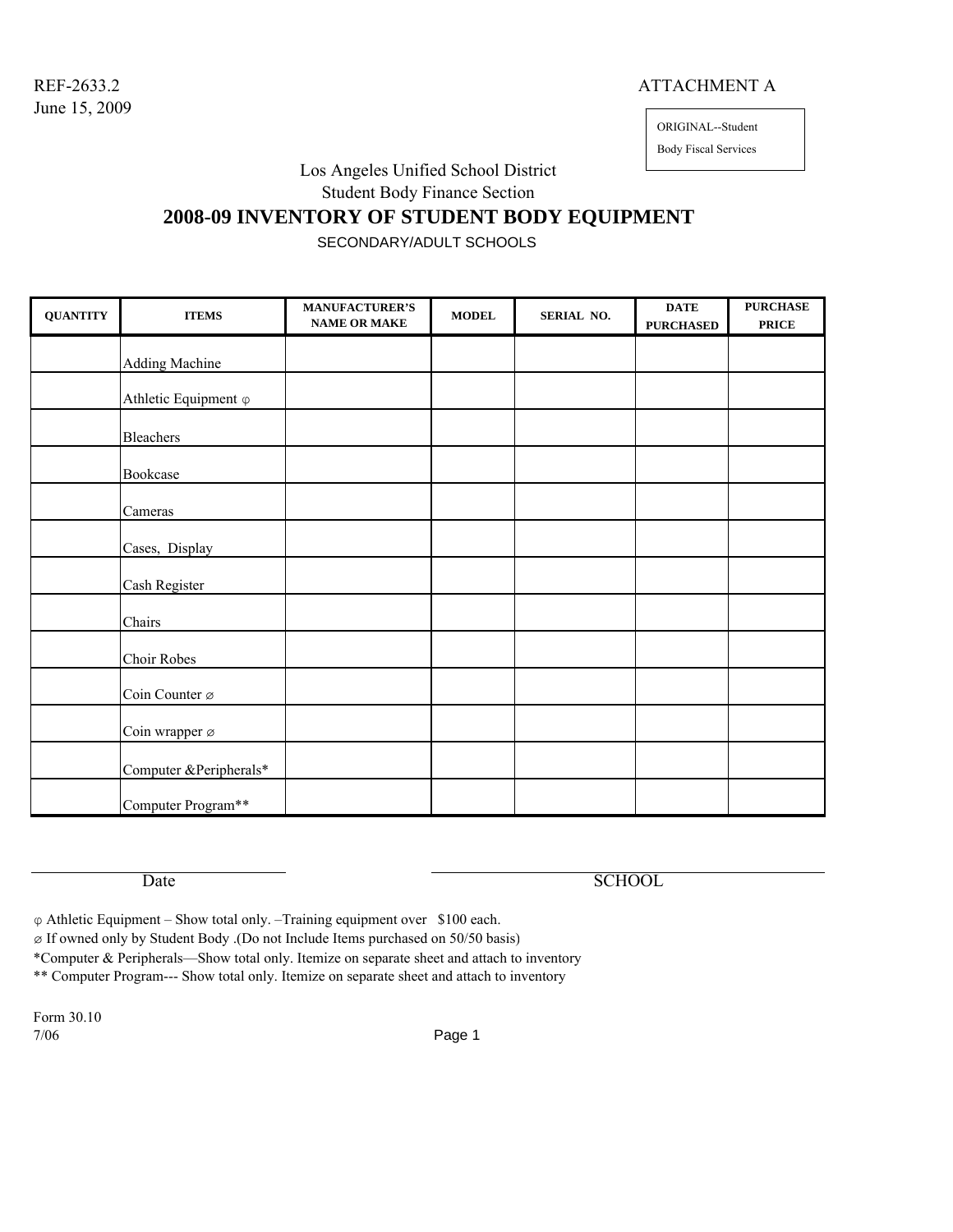REF-2633.2
June 15, 2009

ATTACHMENT A

ORIGINAL--Student Body Fiscal Services

Los Angeles Unified School District
Student Body Finance Section

# 2008-09 INVENTORY OF STUDENT BODY EQUIPMENT

SECONDARY/ADULT SCHOOLS

| QUANTITY | ITEMS | MANUFACTURER'S NAME OR MAKE | MODEL | SERIAL NO. | DATE PURCHASED | PURCHASE PRICE |
|---|---|---|---|---|---|---|
| | Adding Machine | | | | | |
| | Athletic Equipment φ | | | | | |
| | Bleachers | | | | | |
| | Bookcase | | | | | |
| | Cameras | | | | | |
| | Cases, Display | | | | | |
| | Cash Register | | | | | |
| | Chairs | | | | | |
| | Choir Robes | | | | | |
| | Coin Counter ⌀ | | | | | |
| | Coin wrapper ⌀ | | | | | |
| | Computer &Peripherals* | | | | | |
| | Computer Program** | | | | | |

Date ______________________ SCHOOL ______________________

φ Athletic Equipment – Show total only. –Training equipment over $100 each.

⌀ If owned only by Student Body .(Do not Include Items purchased on 50/50 basis)

*Computer & Peripherals—Show total only. Itemize on separate sheet and attach to inventory

** Computer Program--- Show total only. Itemize on separate sheet and attach to inventory

Form 30.10
7/06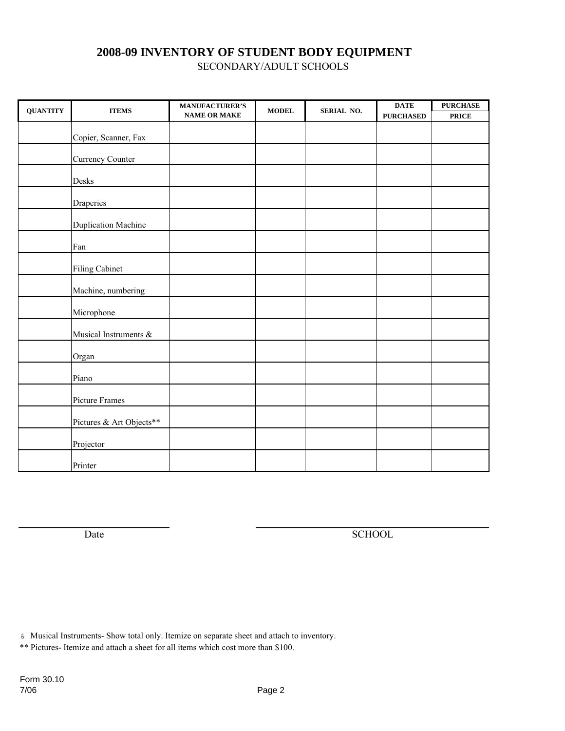# 2008-09 INVENTORY OF STUDENT BODY EQUIPMENT

SECONDARY/ADULT SCHOOLS

| QUANTITY | ITEMS | MANUFACTURER'S NAME OR MAKE | MODEL | SERIAL NO. | DATE PURCHASED | PURCHASE PRICE |
|---|---|---|---|---|---|---|
| | Copier, Scanner, Fax | | | | | |
| | Currency Counter | | | | | |
| | Desks | | | | | |
| | Draperies | | | | | |
| | Duplication Machine | | | | | |
| | Fan | | | | | |
| | Filing Cabinet | | | | | |
| | Machine, numbering | | | | | |
| | Microphone | | | | | |
| | Musical Instruments & | | | | | |
| | Organ | | | | | |
| | Piano | | | | | |
| | Picture Frames | | | | | |
| | Pictures & Art Objects** | | | | | |
| | Projector | | | | | |
| | Printer | | | | | |

Date _______________ SCHOOL _______________

& Musical Instruments- Show total only. Itemize on separate sheet and attach to inventory.

** Pictures- Itemize and attach a sheet for all items which cost more than $100.

Form 30.10
7/06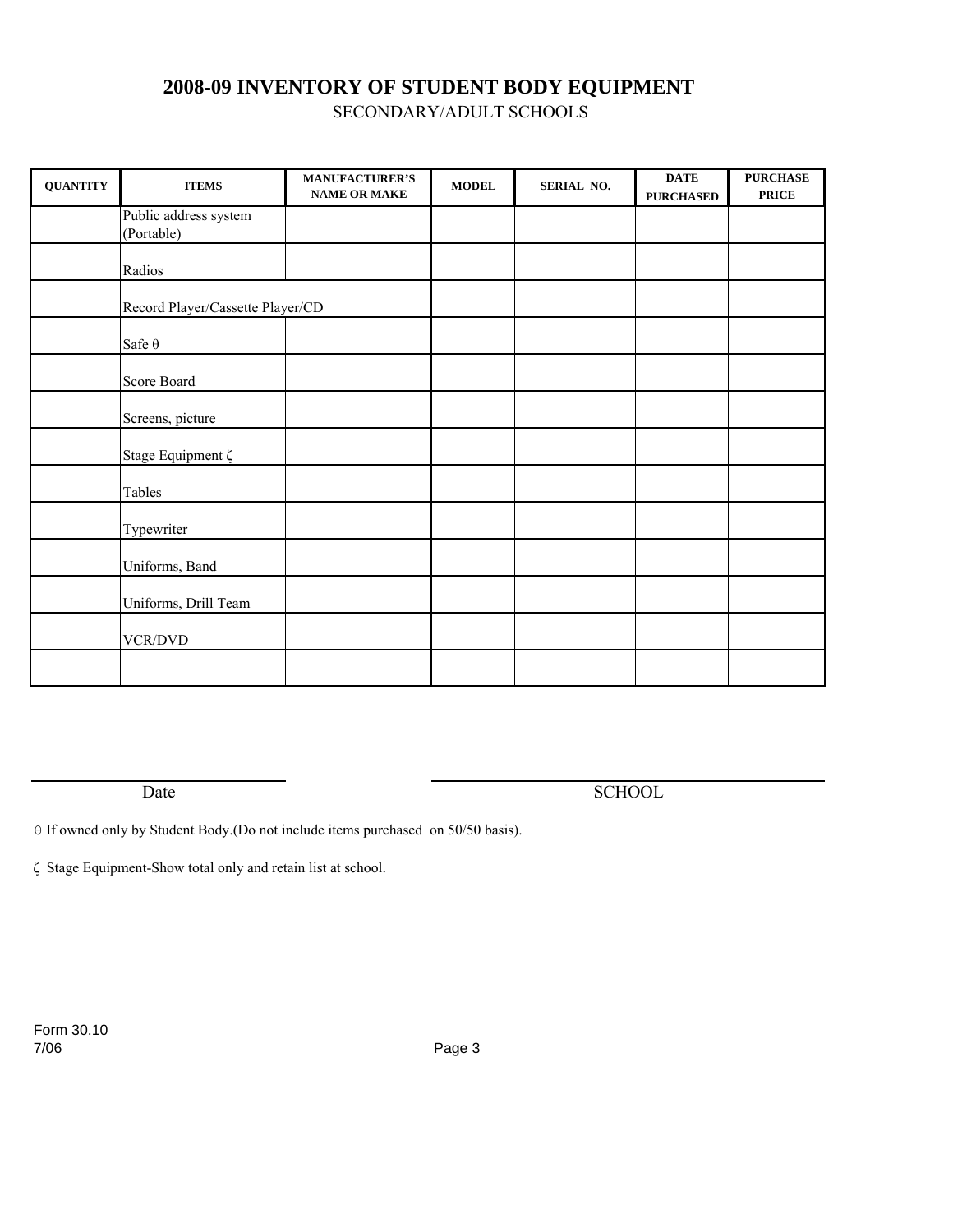# 2008-09 INVENTORY OF STUDENT BODY EQUIPMENT

SECONDARY/ADULT SCHOOLS

| QUANTITY | ITEMS | MANUFACTURER'S NAME OR MAKE | MODEL | SERIAL NO. | DATE PURCHASED | PURCHASE PRICE |
|---|---|---|---|---|---|---|
| | Public address system (Portable) | | | | | |
| | Radios | | | | | |
| | Record Player/Cassette Player/CD | | | | | |
| | Safe θ | | | | | |
| | Score Board | | | | | |
| | Screens, picture | | | | | |
| | Stage Equipment ζ | | | | | |
| | Tables | | | | | |
| | Typewriter | | | | | |
| | Uniforms, Band | | | | | |
| | Uniforms, Drill Team | | | | | |
| | VCR/DVD | | | | | |
| | | | | | | |

Date ______________________ SCHOOL ______________________

θ If owned only by Student Body.(Do not include items purchased on 50/50 basis).

ζ Stage Equipment-Show total only and retain list at school.

Form 30.10
7/06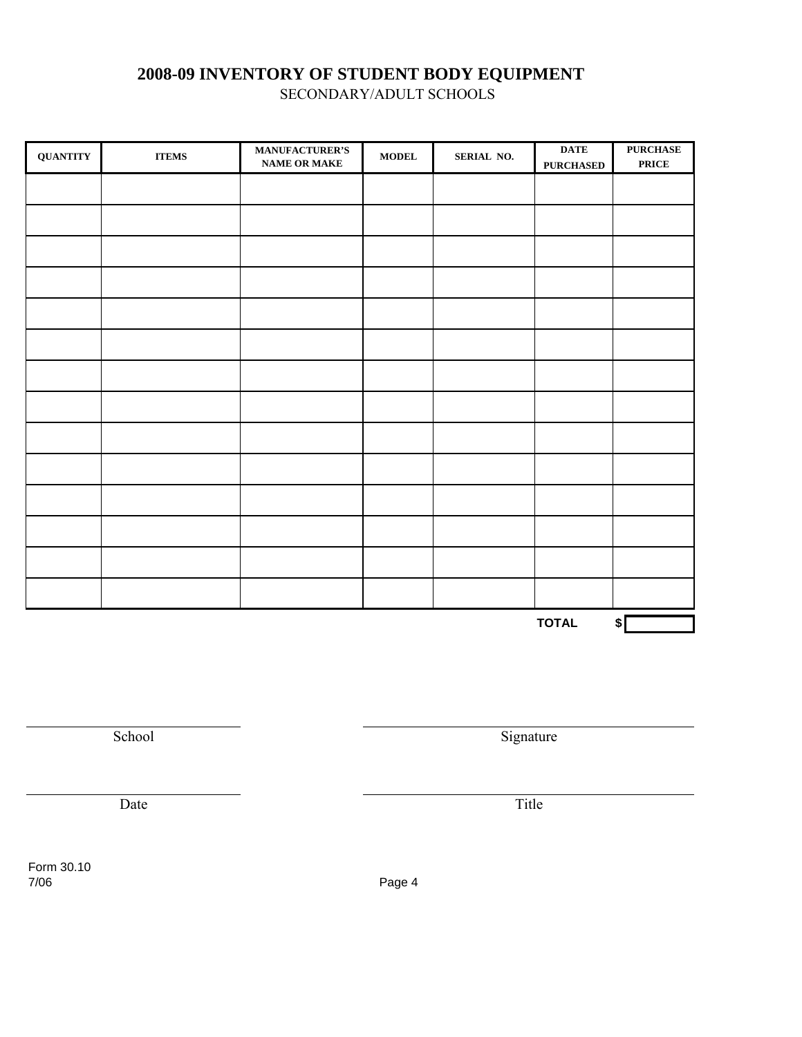# 2008-09 INVENTORY OF STUDENT BODY EQUIPMENT

SECONDARY/ADULT SCHOOLS

| QUANTITY | ITEMS | MANUFACTURER'S NAME OR MAKE | MODEL | SERIAL NO. | DATE PURCHASED | PURCHASE PRICE |
|---|---|---|---|---|---|---|
| | | | | | | |
| | | | | | | |
| | | | | | | |
| | | | | | | |
| | | | | | | |
| | | | | | | |
| | | | | | | |
| | | | | | | |
| | | | | | | |
| | | | | | | |
| | | | | | | |
| | | | | | | |
| | | | | | | |
| | | | | | | |
| | | | | | **TOTAL** | $ |

School ______________________ Signature ______________________

Date ______________________ Title ______________________

Form 30.10
7/06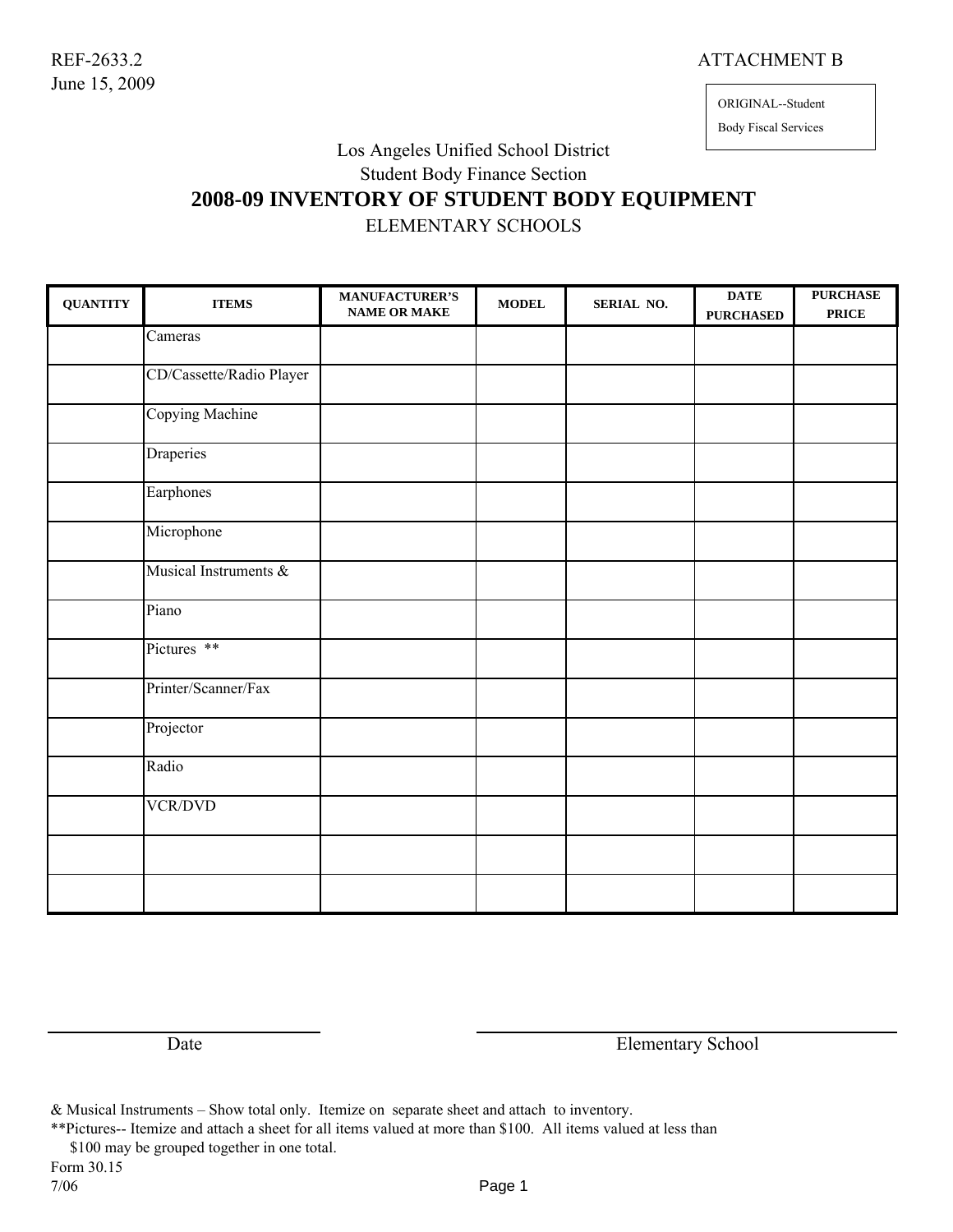REF-2633.2
June 15, 2009

ATTACHMENT B

ORIGINAL--Student
Body Fiscal Services

Los Angeles Unified School District
Student Body Finance Section

# 2008-09 INVENTORY OF STUDENT BODY EQUIPMENT

ELEMENTARY SCHOOLS

| QUANTITY | ITEMS | MANUFACTURER'S NAME OR MAKE | MODEL | SERIAL NO. | DATE PURCHASED | PURCHASE PRICE |
|---|---|---|---|---|---|---|
| | Cameras | | | | | |
| | CD/Cassette/Radio Player | | | | | |
| | Copying Machine | | | | | |
| | Draperies | | | | | |
| | Earphones | | | | | |
| | Microphone | | | | | |
| | Musical Instruments & | | | | | |
| | Piano | | | | | |
| | Pictures ** | | | | | |
| | Printer/Scanner/Fax | | | | | |
| | Projector | | | | | |
| | Radio | | | | | |
| | VCR/DVD | | | | | |
| | | | | | | |
| | | | | | | |

Date ______________________ Elementary School ______________________

& Musical Instruments – Show total only. Itemize on separate sheet and attach to inventory.
**Pictures-- Itemize and attach a sheet for all items valued at more than $100. All items valued at less than $100 may be grouped together in one total.

Form 30.15
7/06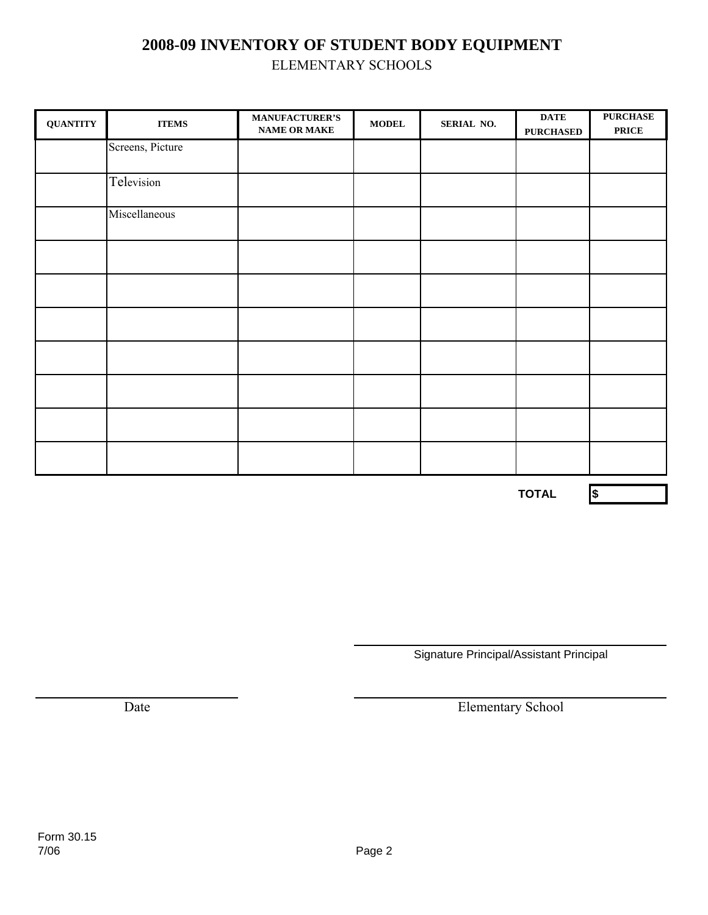# 2008-09 INVENTORY OF STUDENT BODY EQUIPMENT

ELEMENTARY SCHOOLS

| QUANTITY | ITEMS | MANUFACTURER'S NAME OR MAKE | MODEL | SERIAL NO. | DATE PURCHASED | PURCHASE PRICE |
|---|---|---|---|---|---|---|
| | Screens, Picture | | | | | |
| | Television | | | | | |
| | Miscellaneous | | | | | |
| | | | | | | |
| | | | | | | |
| | | | | | | |
| | | | | | | |
| | | | | | | |
| | | | | | | |
| | | | | | | |

**TOTAL** $

_______________________________
Signature Principal/Assistant Principal

_______________________________
Date

_______________________________
Elementary School

Form 30.15
7/06